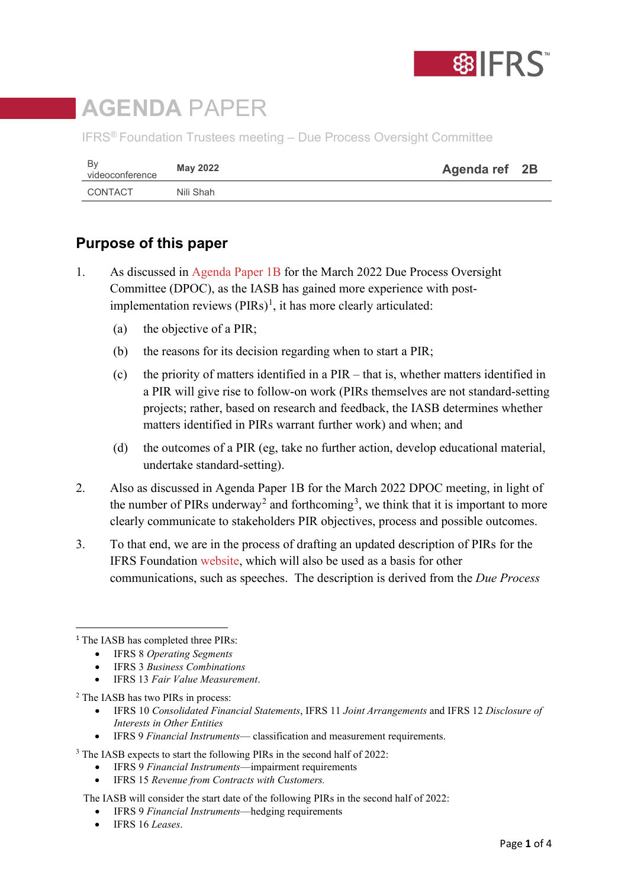# AGENDA PAPER

IFRS® Foundation Trustees meeting – Due Process Oversight Committee

| By videoconference | May 2022 | Agenda ref 2B |
|---|---|---|
| CONTACT | Nili Shah | |

## Purpose of this paper

1. As discussed in Agenda Paper 1B for the March 2022 Due Process Oversight Committee (DPOC), as the IASB has gained more experience with post-implementation reviews (PIRs)[1], it has more clearly articulated:

   (a) the objective of a PIR;

   (b) the reasons for its decision regarding when to start a PIR;

   (c) the priority of matters identified in a PIR – that is, whether matters identified in a PIR will give rise to follow-on work (PIRs themselves are not standard-setting projects; rather, based on research and feedback, the IASB determines whether matters identified in PIRs warrant further work) and when; and

   (d) the outcomes of a PIR (eg, take no further action, develop educational material, undertake standard-setting).

2. Also as discussed in Agenda Paper 1B for the March 2022 DPOC meeting, in light of the number of PIRs underway[2] and forthcoming[3], we think that it is important to more clearly communicate to stakeholders PIR objectives, process and possible outcomes.

3. To that end, we are in the process of drafting an updated description of PIRs for the IFRS Foundation website, which will also be used as a basis for other communications, such as speeches. The description is derived from the *Due Process*

---

[1] The IASB has completed three PIRs:
- IFRS 8 *Operating Segments*
- IFRS 3 *Business Combinations*
- IFRS 13 *Fair Value Measurement*.

[2] The IASB has two PIRs in process:
- IFRS 10 *Consolidated Financial Statements*, IFRS 11 *Joint Arrangements* and IFRS 12 *Disclosure of Interests in Other Entities*
- IFRS 9 *Financial Instruments*— classification and measurement requirements.

[3] The IASB expects to start the following PIRs in the second half of 2022:
- IFRS 9 *Financial Instruments*—impairment requirements
- IFRS 15 *Revenue from Contracts with Customers.*

The IASB will consider the start date of the following PIRs in the second half of 2022:
- IFRS 9 *Financial Instruments*—hedging requirements
- IFRS 16 *Leases*.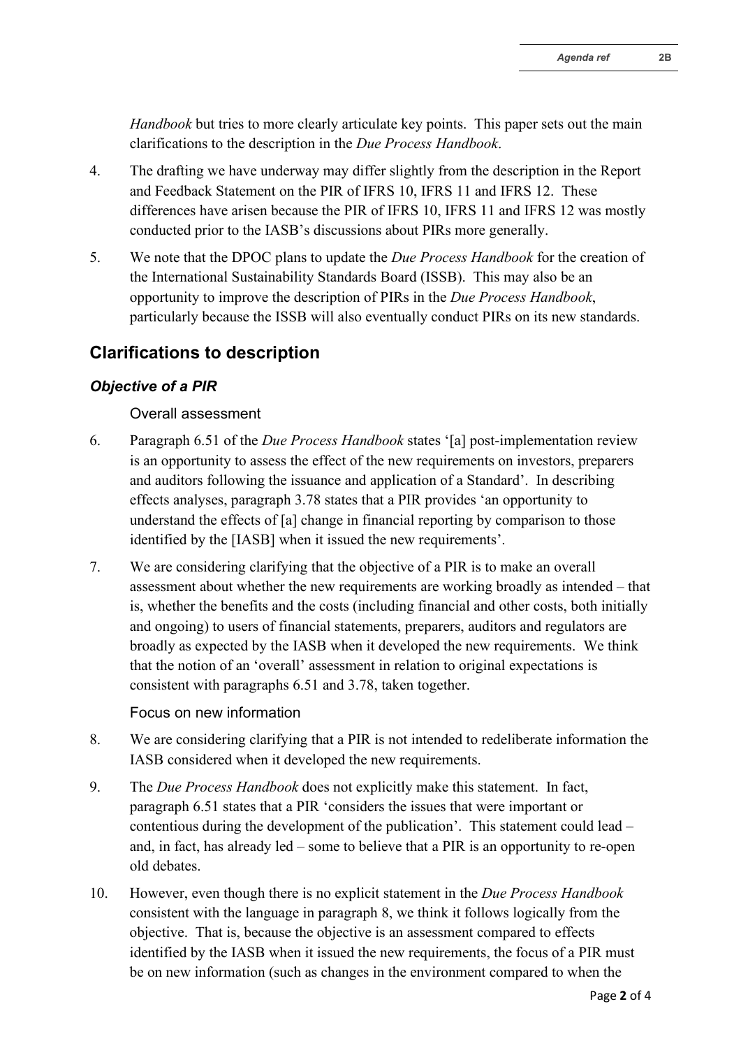*Handbook* but tries to more clearly articulate key points. This paper sets out the main clarifications to the description in the *Due Process Handbook*.

4. The drafting we have underway may differ slightly from the description in the Report and Feedback Statement on the PIR of IFRS 10, IFRS 11 and IFRS 12. These differences have arisen because the PIR of IFRS 10, IFRS 11 and IFRS 12 was mostly conducted prior to the IASB's discussions about PIRs more generally.

5. We note that the DPOC plans to update the *Due Process Handbook* for the creation of the International Sustainability Standards Board (ISSB). This may also be an opportunity to improve the description of PIRs in the *Due Process Handbook*, particularly because the ISSB will also eventually conduct PIRs on its new standards.

## Clarifications to description

### *Objective of a PIR*

#### Overall assessment

6. Paragraph 6.51 of the *Due Process Handbook* states '[a] post-implementation review is an opportunity to assess the effect of the new requirements on investors, preparers and auditors following the issuance and application of a Standard'. In describing effects analyses, paragraph 3.78 states that a PIR provides 'an opportunity to understand the effects of [a] change in financial reporting by comparison to those identified by the [IASB] when it issued the new requirements'.

7. We are considering clarifying that the objective of a PIR is to make an overall assessment about whether the new requirements are working broadly as intended – that is, whether the benefits and the costs (including financial and other costs, both initially and ongoing) to users of financial statements, preparers, auditors and regulators are broadly as expected by the IASB when it developed the new requirements. We think that the notion of an 'overall' assessment in relation to original expectations is consistent with paragraphs 6.51 and 3.78, taken together.

#### Focus on new information

8. We are considering clarifying that a PIR is not intended to redeliberate information the IASB considered when it developed the new requirements.

9. The *Due Process Handbook* does not explicitly make this statement. In fact, paragraph 6.51 states that a PIR 'considers the issues that were important or contentious during the development of the publication'. This statement could lead – and, in fact, has already led – some to believe that a PIR is an opportunity to re-open old debates.

10. However, even though there is no explicit statement in the *Due Process Handbook* consistent with the language in paragraph 8, we think it follows logically from the objective. That is, because the objective is an assessment compared to effects identified by the IASB when it issued the new requirements, the focus of a PIR must be on new information (such as changes in the environment compared to when the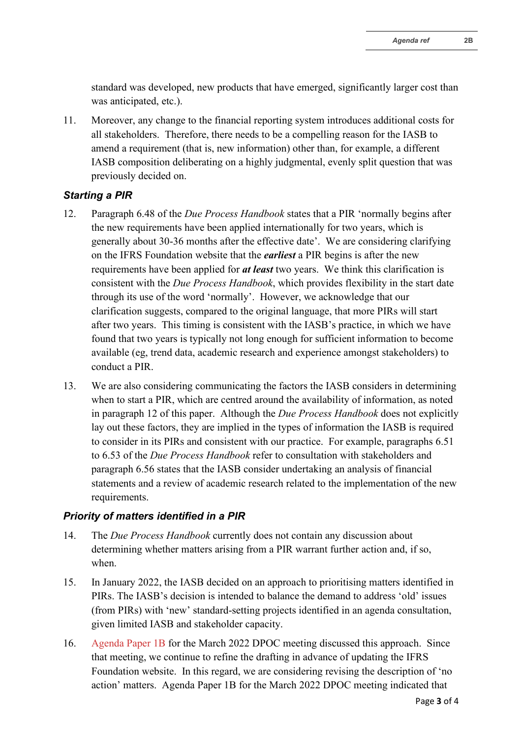standard was developed, new products that have emerged, significantly larger cost than was anticipated, etc.).

11. Moreover, any change to the financial reporting system introduces additional costs for all stakeholders. Therefore, there needs to be a compelling reason for the IASB to amend a requirement (that is, new information) other than, for example, a different IASB composition deliberating on a highly judgmental, evenly split question that was previously decided on.

### *Starting a PIR*

12. Paragraph 6.48 of the *Due Process Handbook* states that a PIR 'normally begins after the new requirements have been applied internationally for two years, which is generally about 30-36 months after the effective date'. We are considering clarifying on the IFRS Foundation website that the ***earliest*** a PIR begins is after the new requirements have been applied for ***at least*** two years. We think this clarification is consistent with the *Due Process Handbook*, which provides flexibility in the start date through its use of the word 'normally'. However, we acknowledge that our clarification suggests, compared to the original language, that more PIRs will start after two years. This timing is consistent with the IASB's practice, in which we have found that two years is typically not long enough for sufficient information to become available (eg, trend data, academic research and experience amongst stakeholders) to conduct a PIR.

13. We are also considering communicating the factors the IASB considers in determining when to start a PIR, which are centred around the availability of information, as noted in paragraph 12 of this paper. Although the *Due Process Handbook* does not explicitly lay out these factors, they are implied in the types of information the IASB is required to consider in its PIRs and consistent with our practice. For example, paragraphs 6.51 to 6.53 of the *Due Process Handbook* refer to consultation with stakeholders and paragraph 6.56 states that the IASB consider undertaking an analysis of financial statements and a review of academic research related to the implementation of the new requirements.

### *Priority of matters identified in a PIR*

14. The *Due Process Handbook* currently does not contain any discussion about determining whether matters arising from a PIR warrant further action and, if so, when.

15. In January 2022, the IASB decided on an approach to prioritising matters identified in PIRs. The IASB's decision is intended to balance the demand to address 'old' issues (from PIRs) with 'new' standard-setting projects identified in an agenda consultation, given limited IASB and stakeholder capacity.

16. Agenda Paper 1B for the March 2022 DPOC meeting discussed this approach. Since that meeting, we continue to refine the drafting in advance of updating the IFRS Foundation website. In this regard, we are considering revising the description of 'no action' matters. Agenda Paper 1B for the March 2022 DPOC meeting indicated that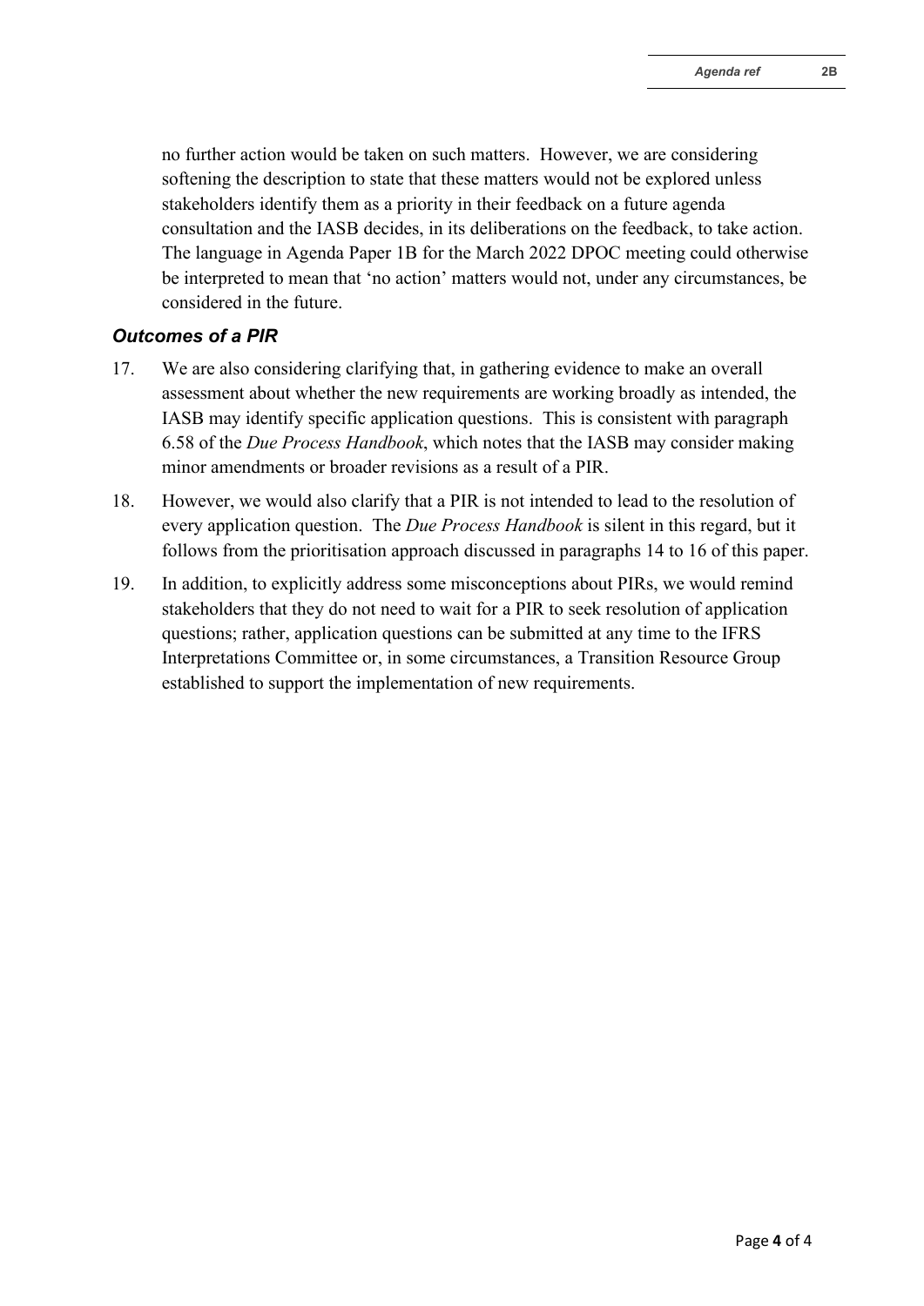no further action would be taken on such matters. However, we are considering softening the description to state that these matters would not be explored unless stakeholders identify them as a priority in their feedback on a future agenda consultation and the IASB decides, in its deliberations on the feedback, to take action. The language in Agenda Paper 1B for the March 2022 DPOC meeting could otherwise be interpreted to mean that 'no action' matters would not, under any circumstances, be considered in the future.

### *Outcomes of a PIR*

17. We are also considering clarifying that, in gathering evidence to make an overall assessment about whether the new requirements are working broadly as intended, the IASB may identify specific application questions. This is consistent with paragraph 6.58 of the *Due Process Handbook*, which notes that the IASB may consider making minor amendments or broader revisions as a result of a PIR.

18. However, we would also clarify that a PIR is not intended to lead to the resolution of every application question. The *Due Process Handbook* is silent in this regard, but it follows from the prioritisation approach discussed in paragraphs 14 to 16 of this paper.

19. In addition, to explicitly address some misconceptions about PIRs, we would remind stakeholders that they do not need to wait for a PIR to seek resolution of application questions; rather, application questions can be submitted at any time to the IFRS Interpretations Committee or, in some circumstances, a Transition Resource Group established to support the implementation of new requirements.